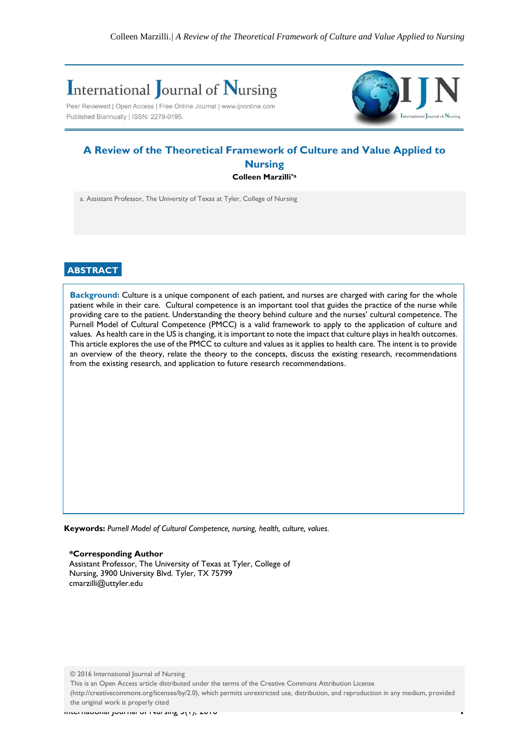# A Review of the Theoretical Framework of Culture and Value Applied to Nursing

**Colleen Marzilli**[*a]

a. Assistant Professor, The University of Texas at Tyler, College of Nursing

## ABSTRACT

**Background:** Culture is a unique component of each patient, and nurses are charged with caring for the whole patient while in their care. Cultural competence is an important tool that guides the practice of the nurse while providing care to the patient. Understanding the theory behind culture and the nurses' cultural competence. The Purnell Model of Cultural Competence (PMCC) is a valid framework to apply to the application of culture and values. As health care in the US is changing, it is important to note the impact that culture plays in health outcomes. This article explores the use of the PMCC to culture and values as it applies to health care. The intent is to provide an overview of the theory, relate the theory to the concepts, discuss the existing research, recommendations from the existing research, and application to future research recommendations.

**Keywords:** *Purnell Model of Cultural Competence, nursing, health, culture, values.*

**\*Corresponding Author**
Assistant Professor, The University of Texas at Tyler, College of Nursing, 3900 University Blvd. Tyler, TX 75799
cmarzilli@uttyler.edu

© 2016 International Journal of Nursing
This is an Open Access article distributed under the terms of the Creative Commons Attribution License (http://creativecommons.org/licenses/by/2.0), which permits unrestricted use, distribution, and reproduction in any medium, provided the original work is properly cited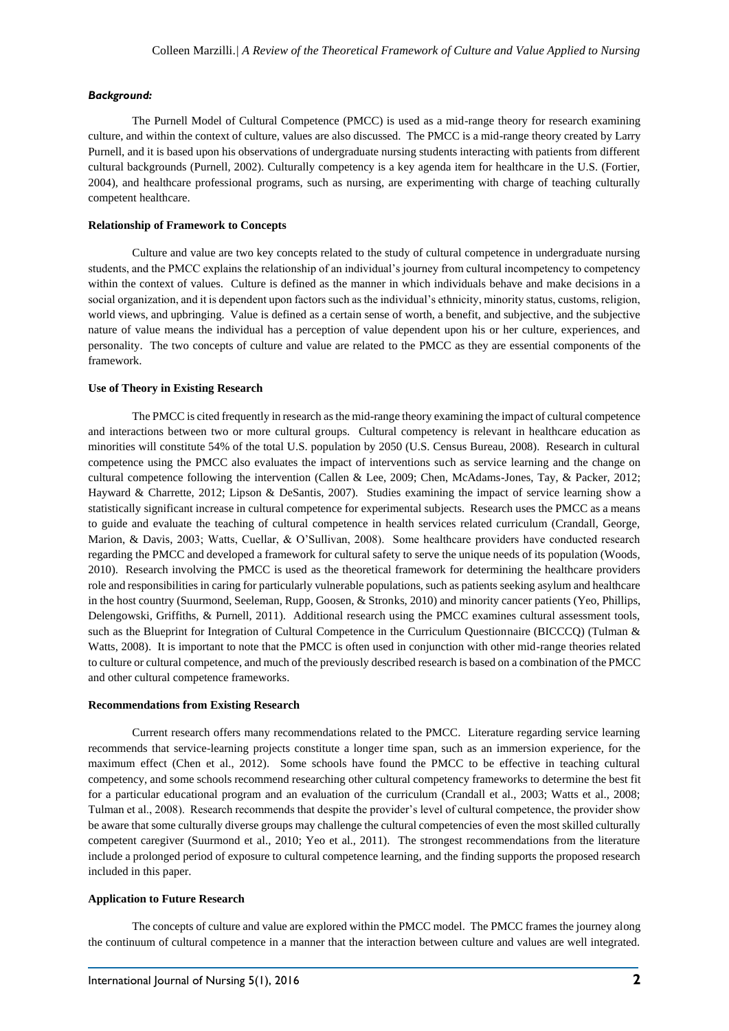### *Background:*

The Purnell Model of Cultural Competence (PMCC) is used as a mid-range theory for research examining culture, and within the context of culture, values are also discussed. The PMCC is a mid-range theory created by Larry Purnell, and it is based upon his observations of undergraduate nursing students interacting with patients from different cultural backgrounds (Purnell, 2002). Culturally competency is a key agenda item for healthcare in the U.S. (Fortier, 2004), and healthcare professional programs, such as nursing, are experimenting with charge of teaching culturally competent healthcare.

### **Relationship of Framework to Concepts**

Culture and value are two key concepts related to the study of cultural competence in undergraduate nursing students, and the PMCC explains the relationship of an individual's journey from cultural incompetency to competency within the context of values. Culture is defined as the manner in which individuals behave and make decisions in a social organization, and it is dependent upon factors such as the individual's ethnicity, minority status, customs, religion, world views, and upbringing. Value is defined as a certain sense of worth, a benefit, and subjective, and the subjective nature of value means the individual has a perception of value dependent upon his or her culture, experiences, and personality. The two concepts of culture and value are related to the PMCC as they are essential components of the framework.

### **Use of Theory in Existing Research**

The PMCC is cited frequently in research as the mid-range theory examining the impact of cultural competence and interactions between two or more cultural groups. Cultural competency is relevant in healthcare education as minorities will constitute 54% of the total U.S. population by 2050 (U.S. Census Bureau, 2008). Research in cultural competence using the PMCC also evaluates the impact of interventions such as service learning and the change on cultural competence following the intervention (Callen & Lee, 2009; Chen, McAdams-Jones, Tay, & Packer, 2012; Hayward & Charrette, 2012; Lipson & DeSantis, 2007). Studies examining the impact of service learning show a statistically significant increase in cultural competence for experimental subjects. Research uses the PMCC as a means to guide and evaluate the teaching of cultural competence in health services related curriculum (Crandall, George, Marion, & Davis, 2003; Watts, Cuellar, & O'Sullivan, 2008). Some healthcare providers have conducted research regarding the PMCC and developed a framework for cultural safety to serve the unique needs of its population (Woods, 2010). Research involving the PMCC is used as the theoretical framework for determining the healthcare providers role and responsibilities in caring for particularly vulnerable populations, such as patients seeking asylum and healthcare in the host country (Suurmond, Seeleman, Rupp, Goosen, & Stronks, 2010) and minority cancer patients (Yeo, Phillips, Delengowski, Griffiths, & Purnell, 2011). Additional research using the PMCC examines cultural assessment tools, such as the Blueprint for Integration of Cultural Competence in the Curriculum Questionnaire (BICCCQ) (Tulman & Watts, 2008). It is important to note that the PMCC is often used in conjunction with other mid-range theories related to culture or cultural competence, and much of the previously described research is based on a combination of the PMCC and other cultural competence frameworks.

### **Recommendations from Existing Research**

Current research offers many recommendations related to the PMCC. Literature regarding service learning recommends that service-learning projects constitute a longer time span, such as an immersion experience, for the maximum effect (Chen et al., 2012). Some schools have found the PMCC to be effective in teaching cultural competency, and some schools recommend researching other cultural competency frameworks to determine the best fit for a particular educational program and an evaluation of the curriculum (Crandall et al., 2003; Watts et al., 2008; Tulman et al., 2008). Research recommends that despite the provider's level of cultural competence, the provider show be aware that some culturally diverse groups may challenge the cultural competencies of even the most skilled culturally competent caregiver (Suurmond et al., 2010; Yeo et al., 2011). The strongest recommendations from the literature include a prolonged period of exposure to cultural competence learning, and the finding supports the proposed research included in this paper.

### **Application to Future Research**

The concepts of culture and value are explored within the PMCC model. The PMCC frames the journey along the continuum of cultural competence in a manner that the interaction between culture and values are well integrated.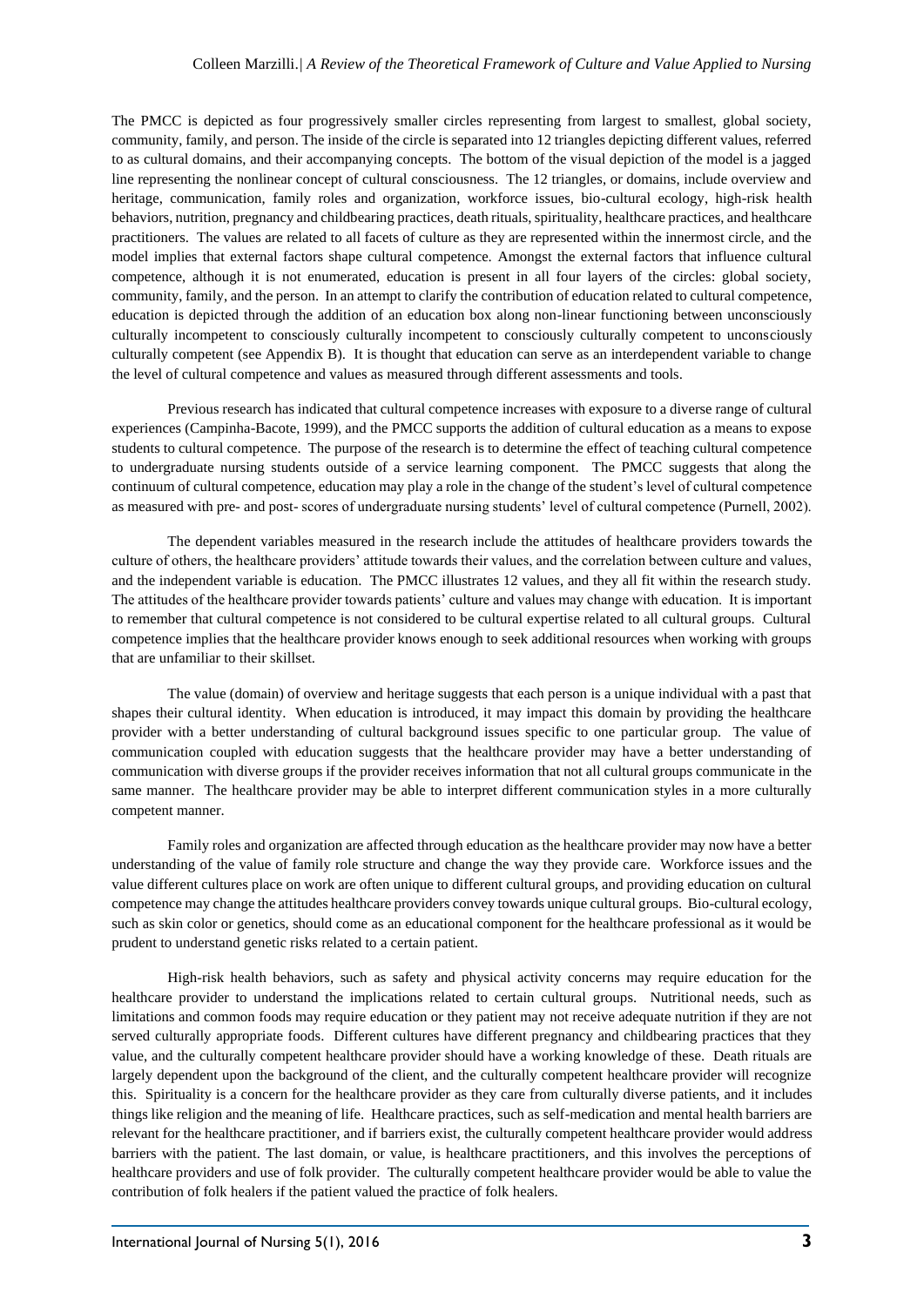The PMCC is depicted as four progressively smaller circles representing from largest to smallest, global society, community, family, and person. The inside of the circle is separated into 12 triangles depicting different values, referred to as cultural domains, and their accompanying concepts. The bottom of the visual depiction of the model is a jagged line representing the nonlinear concept of cultural consciousness. The 12 triangles, or domains, include overview and heritage, communication, family roles and organization, workforce issues, bio-cultural ecology, high-risk health behaviors, nutrition, pregnancy and childbearing practices, death rituals, spirituality, healthcare practices, and healthcare practitioners. The values are related to all facets of culture as they are represented within the innermost circle, and the model implies that external factors shape cultural competence. Amongst the external factors that influence cultural competence, although it is not enumerated, education is present in all four layers of the circles: global society, community, family, and the person. In an attempt to clarify the contribution of education related to cultural competence, education is depicted through the addition of an education box along non-linear functioning between unconsciously culturally incompetent to consciously culturally incompetent to consciously culturally competent to unconsciously culturally competent (see Appendix B). It is thought that education can serve as an interdependent variable to change the level of cultural competence and values as measured through different assessments and tools.

Previous research has indicated that cultural competence increases with exposure to a diverse range of cultural experiences (Campinha-Bacote, 1999), and the PMCC supports the addition of cultural education as a means to expose students to cultural competence. The purpose of the research is to determine the effect of teaching cultural competence to undergraduate nursing students outside of a service learning component. The PMCC suggests that along the continuum of cultural competence, education may play a role in the change of the student's level of cultural competence as measured with pre- and post- scores of undergraduate nursing students' level of cultural competence (Purnell, 2002).

The dependent variables measured in the research include the attitudes of healthcare providers towards the culture of others, the healthcare providers' attitude towards their values, and the correlation between culture and values, and the independent variable is education. The PMCC illustrates 12 values, and they all fit within the research study. The attitudes of the healthcare provider towards patients' culture and values may change with education. It is important to remember that cultural competence is not considered to be cultural expertise related to all cultural groups. Cultural competence implies that the healthcare provider knows enough to seek additional resources when working with groups that are unfamiliar to their skillset.

The value (domain) of overview and heritage suggests that each person is a unique individual with a past that shapes their cultural identity. When education is introduced, it may impact this domain by providing the healthcare provider with a better understanding of cultural background issues specific to one particular group. The value of communication coupled with education suggests that the healthcare provider may have a better understanding of communication with diverse groups if the provider receives information that not all cultural groups communicate in the same manner. The healthcare provider may be able to interpret different communication styles in a more culturally competent manner.

Family roles and organization are affected through education as the healthcare provider may now have a better understanding of the value of family role structure and change the way they provide care. Workforce issues and the value different cultures place on work are often unique to different cultural groups, and providing education on cultural competence may change the attitudes healthcare providers convey towards unique cultural groups. Bio-cultural ecology, such as skin color or genetics, should come as an educational component for the healthcare professional as it would be prudent to understand genetic risks related to a certain patient.

High-risk health behaviors, such as safety and physical activity concerns may require education for the healthcare provider to understand the implications related to certain cultural groups. Nutritional needs, such as limitations and common foods may require education or they patient may not receive adequate nutrition if they are not served culturally appropriate foods. Different cultures have different pregnancy and childbearing practices that they value, and the culturally competent healthcare provider should have a working knowledge of these. Death rituals are largely dependent upon the background of the client, and the culturally competent healthcare provider will recognize this. Spirituality is a concern for the healthcare provider as they care from culturally diverse patients, and it includes things like religion and the meaning of life. Healthcare practices, such as self-medication and mental health barriers are relevant for the healthcare practitioner, and if barriers exist, the culturally competent healthcare provider would address barriers with the patient. The last domain, or value, is healthcare practitioners, and this involves the perceptions of healthcare providers and use of folk provider. The culturally competent healthcare provider would be able to value the contribution of folk healers if the patient valued the practice of folk healers.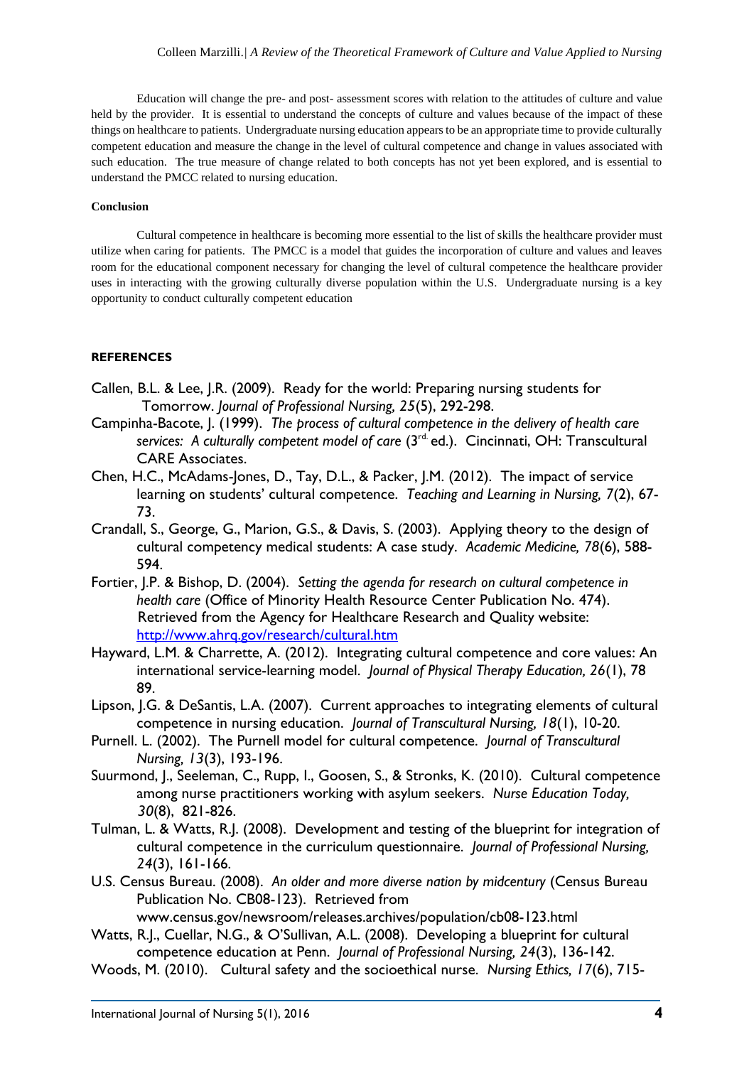Education will change the pre- and post- assessment scores with relation to the attitudes of culture and value held by the provider. It is essential to understand the concepts of culture and values because of the impact of these things on healthcare to patients. Undergraduate nursing education appears to be an appropriate time to provide culturally competent education and measure the change in the level of cultural competence and change in values associated with such education. The true measure of change related to both concepts has not yet been explored, and is essential to understand the PMCC related to nursing education.

**Conclusion**

Cultural competence in healthcare is becoming more essential to the list of skills the healthcare provider must utilize when caring for patients. The PMCC is a model that guides the incorporation of culture and values and leaves room for the educational component necessary for changing the level of cultural competence the healthcare provider uses in interacting with the growing culturally diverse population within the U.S. Undergraduate nursing is a key opportunity to conduct culturally competent education

**REFERENCES**

Callen, B.L. & Lee, J.R. (2009). Ready for the world: Preparing nursing students for Tomorrow. *Journal of Professional Nursing, 25*(5), 292-298.

Campinha-Bacote, J. (1999). *The process of cultural competence in the delivery of health care services: A culturally competent model of care* (3rd ed.). Cincinnati, OH: Transcultural CARE Associates.

Chen, H.C., McAdams-Jones, D., Tay, D.L., & Packer, J.M. (2012). The impact of service learning on students' cultural competence. *Teaching and Learning in Nursing, 7*(2), 67-73.

Crandall, S., George, G., Marion, G.S., & Davis, S. (2003). Applying theory to the design of cultural competency medical students: A case study. *Academic Medicine, 78*(6), 588-594.

Fortier, J.P. & Bishop, D. (2004). *Setting the agenda for research on cultural competence in health care* (Office of Minority Health Resource Center Publication No. 474). Retrieved from the Agency for Healthcare Research and Quality website: http://www.ahrq.gov/research/cultural.htm

Hayward, L.M. & Charrette, A. (2012). Integrating cultural competence and core values: An international service-learning model. *Journal of Physical Therapy Education, 26*(1), 78 89.

Lipson, J.G. & DeSantis, L.A. (2007). Current approaches to integrating elements of cultural competence in nursing education. *Journal of Transcultural Nursing, 18*(1), 10-20.

Purnell. L. (2002). The Purnell model for cultural competence. *Journal of Transcultural Nursing, 13*(3), 193-196.

Suurmond, J., Seeleman, C., Rupp, I., Goosen, S., & Stronks, K. (2010). Cultural competence among nurse practitioners working with asylum seekers. *Nurse Education Today, 30*(8), 821-826.

Tulman, L. & Watts, R.J. (2008). Development and testing of the blueprint for integration of cultural competence in the curriculum questionnaire. *Journal of Professional Nursing, 24*(3), 161-166.

U.S. Census Bureau. (2008). *An older and more diverse nation by midcentury* (Census Bureau Publication No. CB08-123). Retrieved from www.census.gov/newsroom/releases.archives/population/cb08-123.html

Watts, R.J., Cuellar, N.G., & O'Sullivan, A.L. (2008). Developing a blueprint for cultural competence education at Penn. *Journal of Professional Nursing, 24*(3), 136-142.

Woods, M. (2010). Cultural safety and the socioethical nurse. *Nursing Ethics, 17*(6), 715-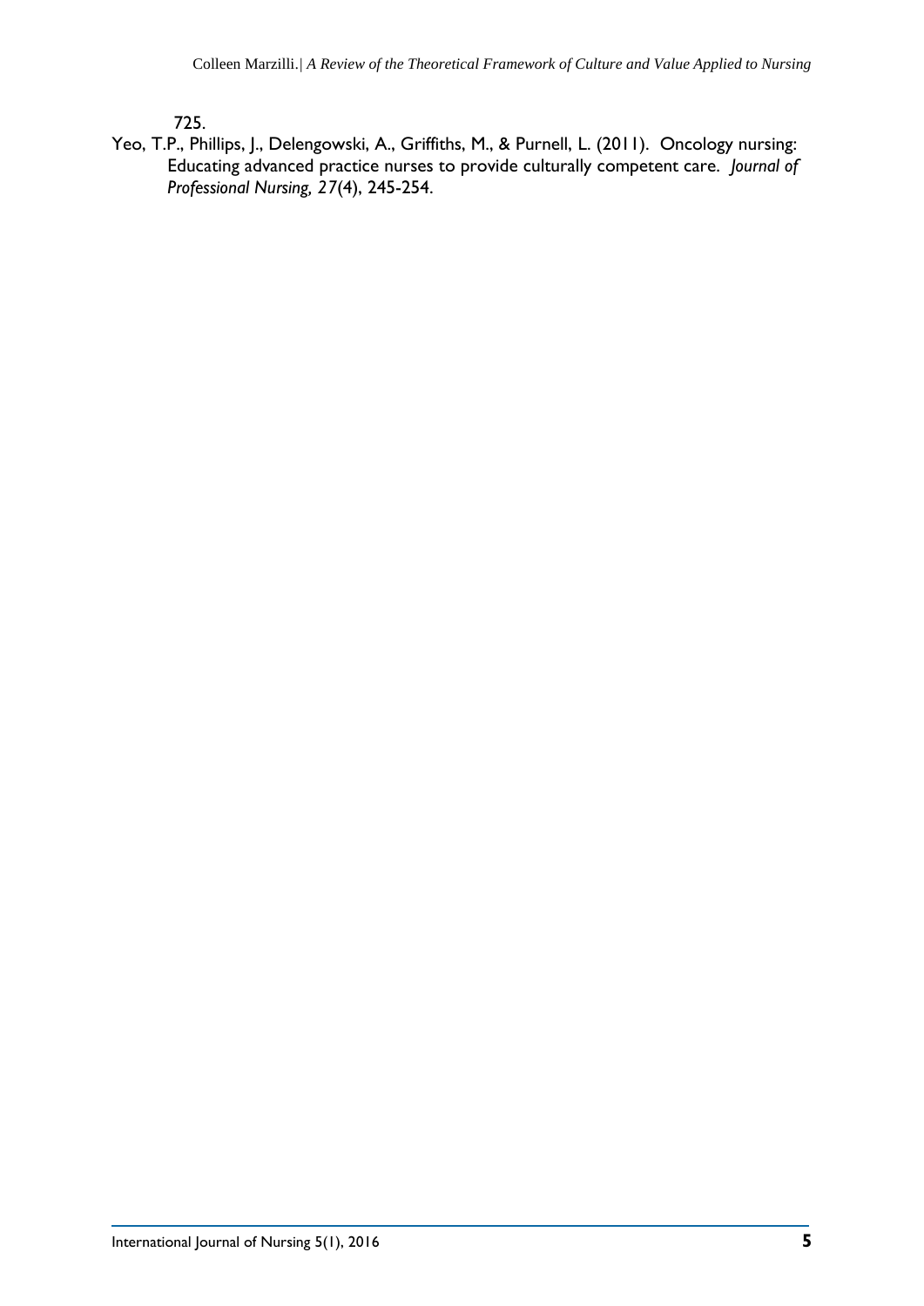725.

Yeo, T.P., Phillips, J., Delengowski, A., Griffiths, M., & Purnell, L. (2011). Oncology nursing: Educating advanced practice nurses to provide culturally competent care. *Journal of Professional Nursing, 27*(4), 245-254.